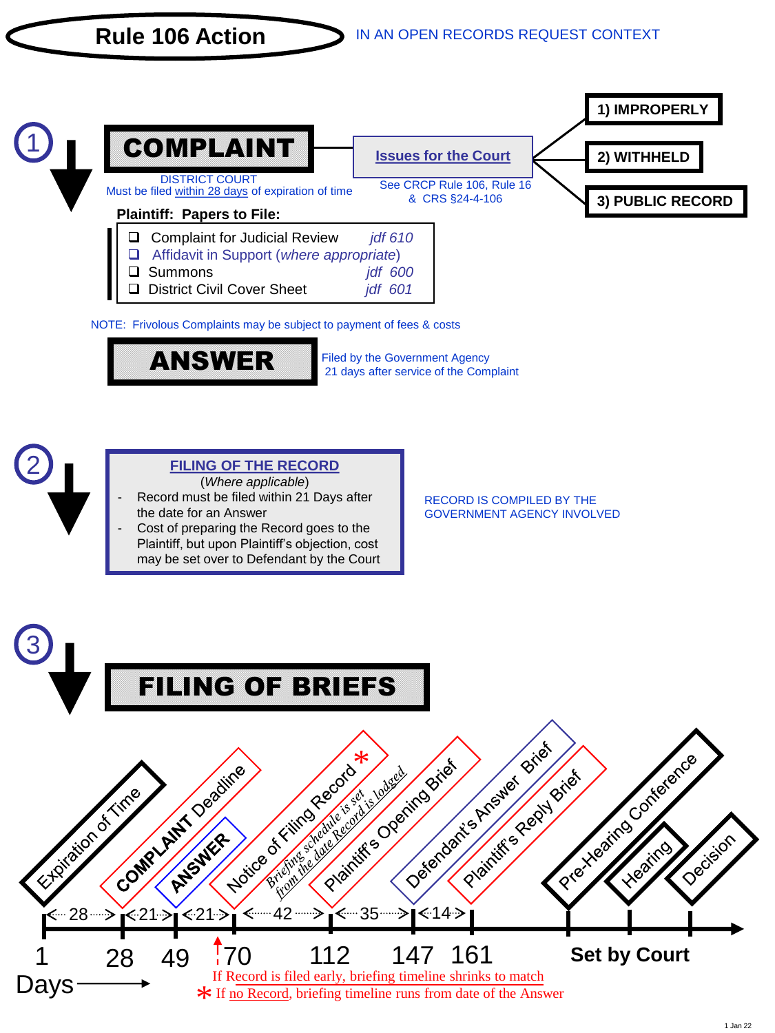# Rule 106 Action

IN AN OPEN RECORDS REQUEST CONTEXT

## 1 COMPLAINT

DISTRICT COURT
Must be filed within 28 days of expiration of time

**Issues for the Court**

See CRCP Rule 106, Rule 16 & CRS §24-4-106

- 1) IMPROPERLY
- 2) WITHHELD
- 3) PUBLIC RECORD

**Plaintiff: Papers to File:**

- ❑ Complaint for Judicial Review *jdf 610*
- ❑ Affidavit in Support (*where appropriate*)
- ❑ Summons *jdf 600*
- ❑ District Civil Cover Sheet *jdf 601*

NOTE: Frivolous Complaints may be subject to payment of fees & costs

### ANSWER

Filed by the Government Agency
21 days after service of the Complaint

## 2 FILING OF THE RECORD

(*Where applicable*)

- Record must be filed within 21 Days after the date for an Answer
- Cost of preparing the Record goes to the Plaintiff, but upon Plaintiff's objection, cost may be set over to Defendant by the Court

RECORD IS COMPILED BY THE GOVERNMENT AGENCY INVOLVED

## 3 FILING OF BRIEFS

| Day | Interval | Event |
|---|---|---|
| 1 | | Expiration of Time |
| 28 | 28 | COMPLAINT Deadline |
| 49 | 21 | ANSWER |
| 70 | 21 | Notice of Filing Record * (*Briefing schedule is set from the date Record is lodged*) |
| 112 | 42 | Plaintiff's Opening Brief |
| 147 | 35 | Defendant's Answer Brief |
| 161 | 14 | Plaintiff's Reply Brief |
| Set by Court | | Pre-Hearing Conference |
| Set by Court | | Hearing |
| Set by Court | | Decision |

Days →

If Record is filed early, briefing timeline shrinks to match

\* If no Record, briefing timeline runs from date of the Answer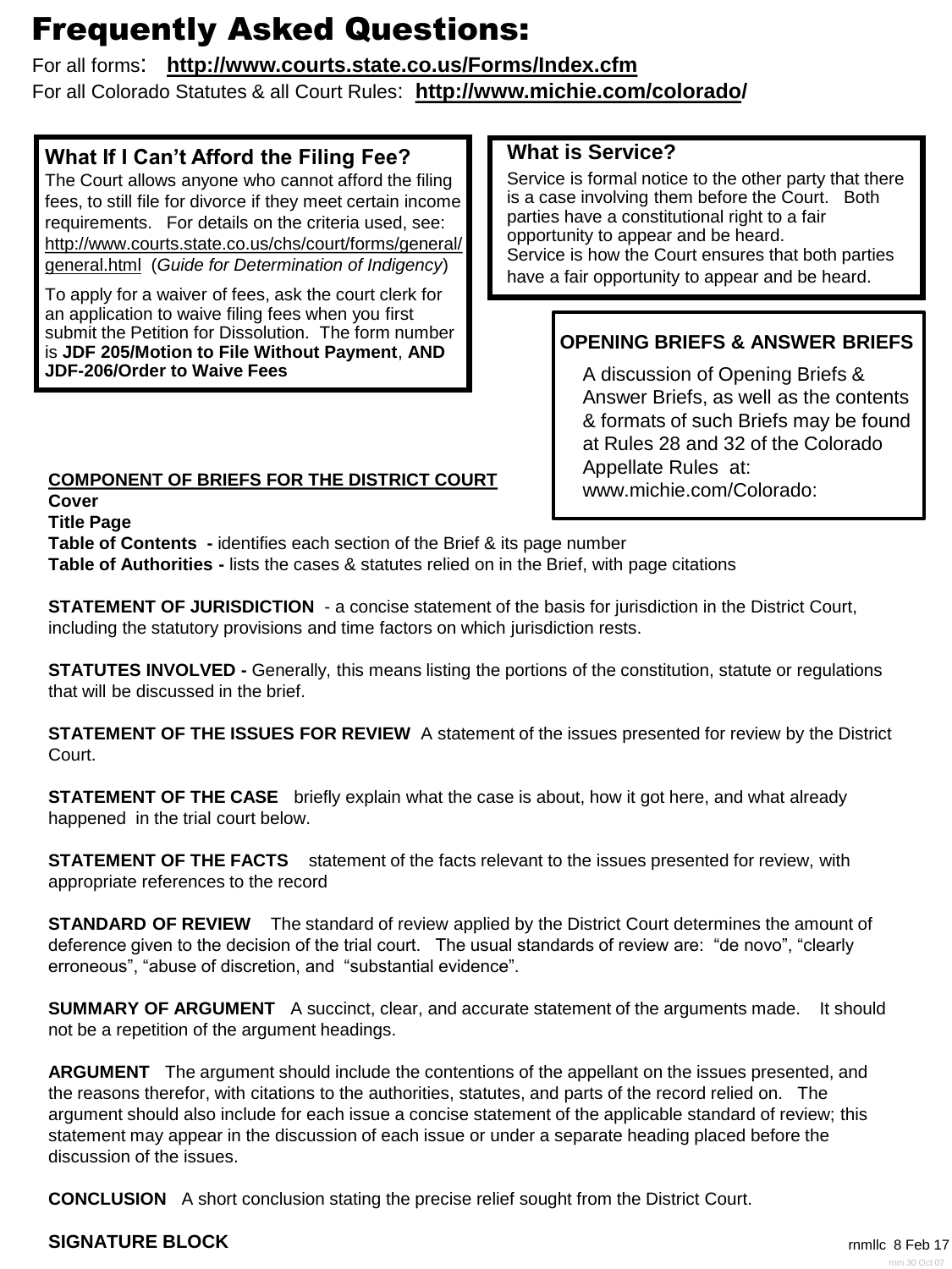# Frequently Asked Questions:

For all forms: **http://www.courts.state.co.us/Forms/Index.cfm**
For all Colorado Statutes & all Court Rules: **http://www.michie.com/colorado/**

### What If I Can't Afford the Filing Fee?

The Court allows anyone who cannot afford the filing fees, to still file for divorce if they meet certain income requirements. For details on the criteria used, see: http://www.courts.state.co.us/chs/court/forms/general/general.html (*Guide for Determination of Indigency*)

To apply for a waiver of fees, ask the court clerk for an application to waive filing fees when you first submit the Petition for Dissolution. The form number is **JDF 205/Motion to File Without Payment**, **AND JDF-206/Order to Waive Fees**

### What is Service?

Service is formal notice to the other party that there is a case involving them before the Court. Both parties have a constitutional right to a fair opportunity to appear and be heard.
Service is how the Court ensures that both parties have a fair opportunity to appear and be heard.

### OPENING BRIEFS & ANSWER BRIEFS

A discussion of Opening Briefs & Answer Briefs, as well as the contents & formats of such Briefs may be found at Rules 28 and 32 of the Colorado Appellate Rules at: www.michie.com/Colorado:

**COMPONENT OF BRIEFS FOR THE DISTRICT COURT**

**Cover**

**Title Page**

**Table of Contents -** identifies each section of the Brief & its page number

**Table of Authorities -** lists the cases & statutes relied on in the Brief, with page citations

**STATEMENT OF JURISDICTION** - a concise statement of the basis for jurisdiction in the District Court, including the statutory provisions and time factors on which jurisdiction rests.

**STATUTES INVOLVED -** Generally, this means listing the portions of the constitution, statute or regulations that will be discussed in the brief.

**STATEMENT OF THE ISSUES FOR REVIEW** A statement of the issues presented for review by the District Court.

**STATEMENT OF THE CASE** briefly explain what the case is about, how it got here, and what already happened in the trial court below.

**STATEMENT OF THE FACTS** statement of the facts relevant to the issues presented for review, with appropriate references to the record

**STANDARD OF REVIEW** The standard of review applied by the District Court determines the amount of deference given to the decision of the trial court. The usual standards of review are: "de novo", "clearly erroneous", "abuse of discretion, and "substantial evidence".

**SUMMARY OF ARGUMENT** A succinct, clear, and accurate statement of the arguments made. It should not be a repetition of the argument headings.

**ARGUMENT** The argument should include the contentions of the appellant on the issues presented, and the reasons therefor, with citations to the authorities, statutes, and parts of the record relied on. The argument should also include for each issue a concise statement of the applicable standard of review; this statement may appear in the discussion of each issue or under a separate heading placed before the discussion of the issues.

**CONCLUSION** A short conclusion stating the precise relief sought from the District Court.

**SIGNATURE BLOCK**

rnmllc 8 Feb 17
rnm 30 Oct 07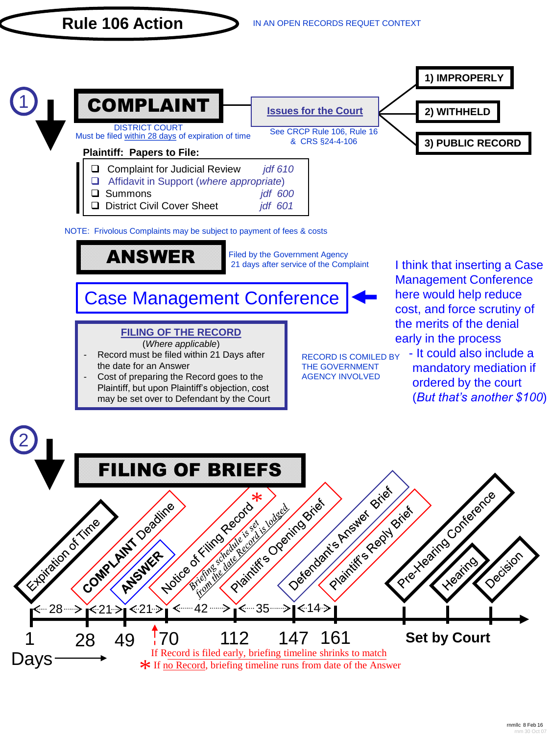# Rule 106 Action

IN AN OPEN RECORDS REQUET CONTEXT

## 1 COMPLAINT

DISTRICT COURT
Must be filed within 28 days of expiration of time

**Issues for the Court**
See CRCP Rule 106, Rule 16 & CRS §24-4-106

1) IMPROPERLY
2) WITHHELD
3) PUBLIC RECORD

**Plaintiff: Papers to File:**

- ❑ Complaint for Judicial Review *jdf 610*
- ❑ Affidavit in Support (*where appropriate*)
- ❑ Summons *jdf 600*
- ❑ District Civil Cover Sheet *jdf 601*

NOTE: Frivolous Complaints may be subject to payment of fees & costs

## ANSWER

Filed by the Government Agency
21 days after service of the Complaint

## Case Management Conference

I think that inserting a Case Management Conference here would help reduce cost, and force scrutiny of the merits of the denial early in the process
- It could also include a mandatory mediation if ordered by the court (*But that's another $100*)

**FILING OF THE RECORD**
(*Where applicable*)

- Record must be filed within 21 Days after the date for an Answer
- Cost of preparing the Record goes to the Plaintiff, but upon Plaintiff's objection, cost may be set over to Defendant by the Court

RECORD IS COMILED BY THE GOVERNMENT AGENCY INVOLVED

## 2 FILING OF BRIEFS

Expiration of Time
COMPLAINT Deadline
ANSWER
Notice of Filing Record *
*Briefing schedule is set from the date Record is lodged*
Plaintiff's Opening Brief
Defendant's Answer Brief
Plaintiff's Reply Brief
Pre-Hearing Conference
Hearing
Decision

<-28-> <-21-> <-21-> <-42-> <-35-> <-14->

1 28 49 70 112 147 161 Set by Court

Days →

If Record is filed early, briefing timeline shrinks to match

* If no Record, briefing timeline runs from date of the Answer

rnmllc 8 Feb 16
rnm 30 Oct 07